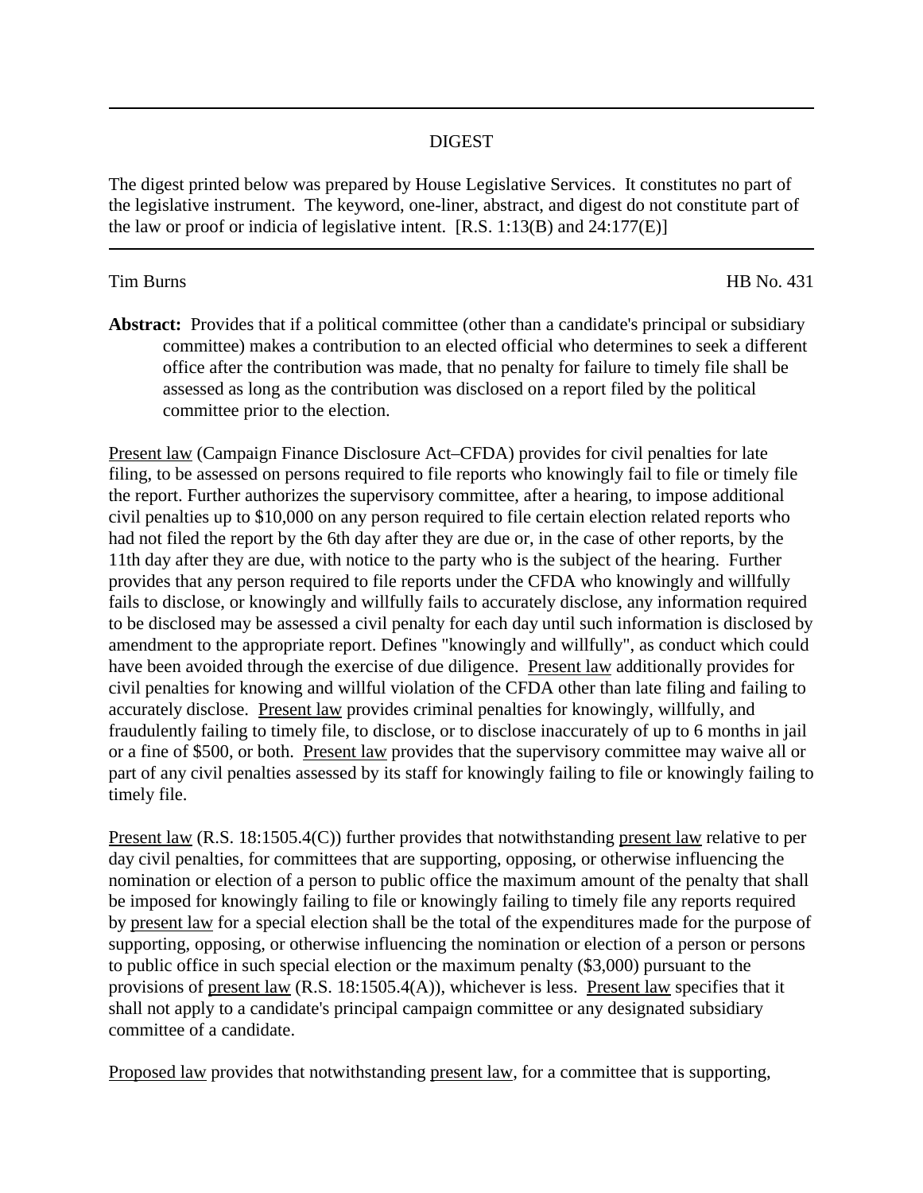# DIGEST

The digest printed below was prepared by House Legislative Services. It constitutes no part of the legislative instrument. The keyword, one-liner, abstract, and digest do not constitute part of the law or proof or indicia of legislative intent. [R.S. 1:13(B) and 24:177(E)]

Tim Burns HB No. 431

**Abstract:** Provides that if a political committee (other than a candidate's principal or subsidiary committee) makes a contribution to an elected official who determines to seek a different office after the contribution was made, that no penalty for failure to timely file shall be assessed as long as the contribution was disclosed on a report filed by the political committee prior to the election.

<u>Present law</u> (Campaign Finance Disclosure Act–CFDA) provides for civil penalties for late filing, to be assessed on persons required to file reports who knowingly fail to file or timely file the report. Further authorizes the supervisory committee, after a hearing, to impose additional civil penalties up to $10,000 on any person required to file certain election related reports who had not filed the report by the 6th day after they are due or, in the case of other reports, by the 11th day after they are due, with notice to the party who is the subject of the hearing. Further provides that any person required to file reports under the CFDA who knowingly and willfully fails to disclose, or knowingly and willfully fails to accurately disclose, any information required to be disclosed may be assessed a civil penalty for each day until such information is disclosed by amendment to the appropriate report. Defines "knowingly and willfully", as conduct which could have been avoided through the exercise of due diligence. <u>Present law</u> additionally provides for civil penalties for knowing and willful violation of the CFDA other than late filing and failing to accurately disclose. <u>Present law</u> provides criminal penalties for knowingly, willfully, and fraudulently failing to timely file, to disclose, or to disclose inaccurately of up to 6 months in jail or a fine of $500, or both. <u>Present law</u> provides that the supervisory committee may waive all or part of any civil penalties assessed by its staff for knowingly failing to file or knowingly failing to timely file.

<u>Present law</u> (R.S. 18:1505.4(C)) further provides that notwithstanding <u>present law</u> relative to per day civil penalties, for committees that are supporting, opposing, or otherwise influencing the nomination or election of a person to public office the maximum amount of the penalty that shall be imposed for knowingly failing to file or knowingly failing to timely file any reports required by <u>present law</u> for a special election shall be the total of the expenditures made for the purpose of supporting, opposing, or otherwise influencing the nomination or election of a person or persons to public office in such special election or the maximum penalty ($3,000) pursuant to the provisions of <u>present law</u> (R.S. 18:1505.4(A)), whichever is less. <u>Present law</u> specifies that it shall not apply to a candidate's principal campaign committee or any designated subsidiary committee of a candidate.

<u>Proposed law</u> provides that notwithstanding <u>present law</u>, for a committee that is supporting,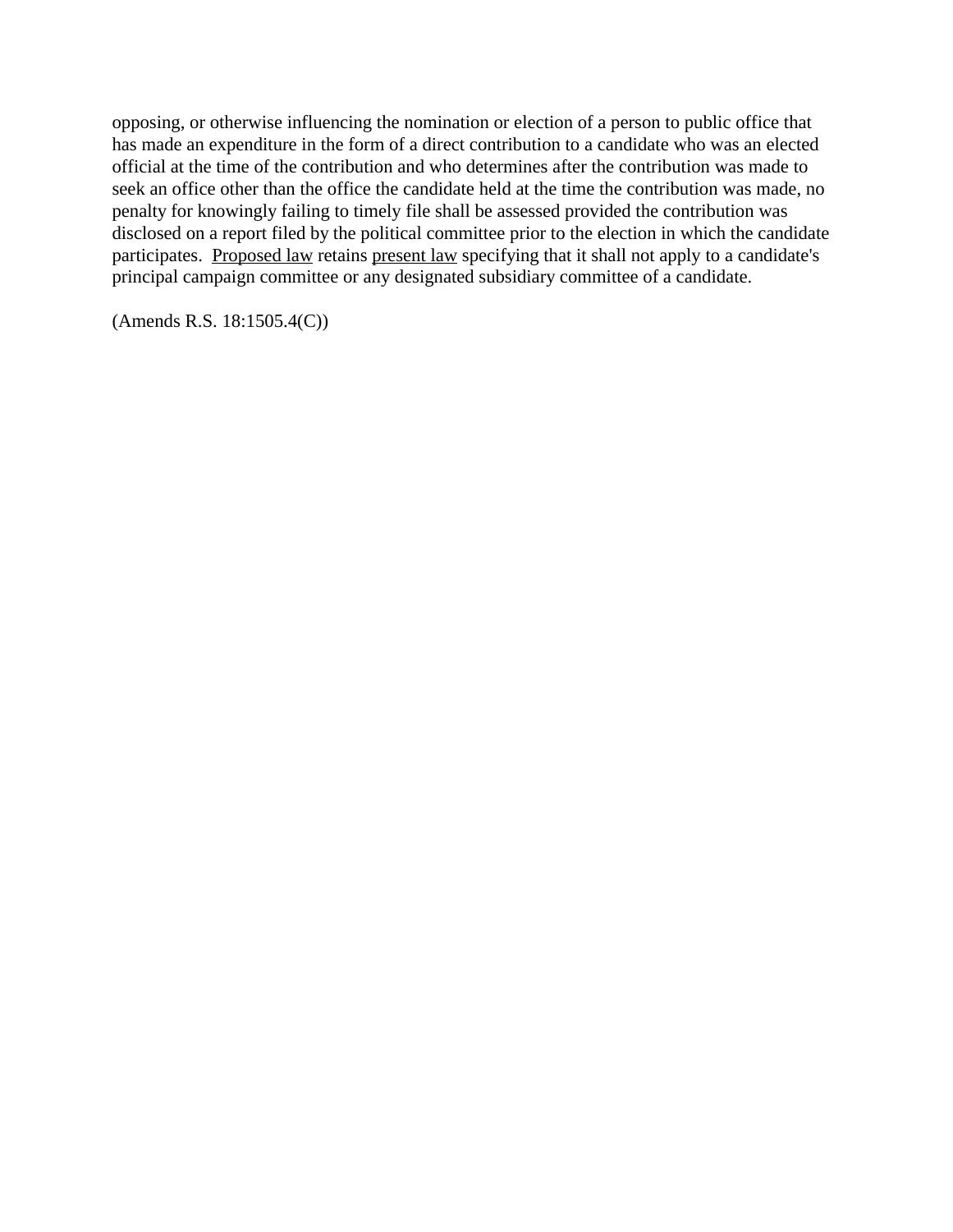opposing, or otherwise influencing the nomination or election of a person to public office that has made an expenditure in the form of a direct contribution to a candidate who was an elected official at the time of the contribution and who determines after the contribution was made to seek an office other than the office the candidate held at the time the contribution was made, no penalty for knowingly failing to timely file shall be assessed provided the contribution was disclosed on a report filed by the political committee prior to the election in which the candidate participates. Proposed law retains present law specifying that it shall not apply to a candidate's principal campaign committee or any designated subsidiary committee of a candidate.

(Amends R.S. 18:1505.4(C))